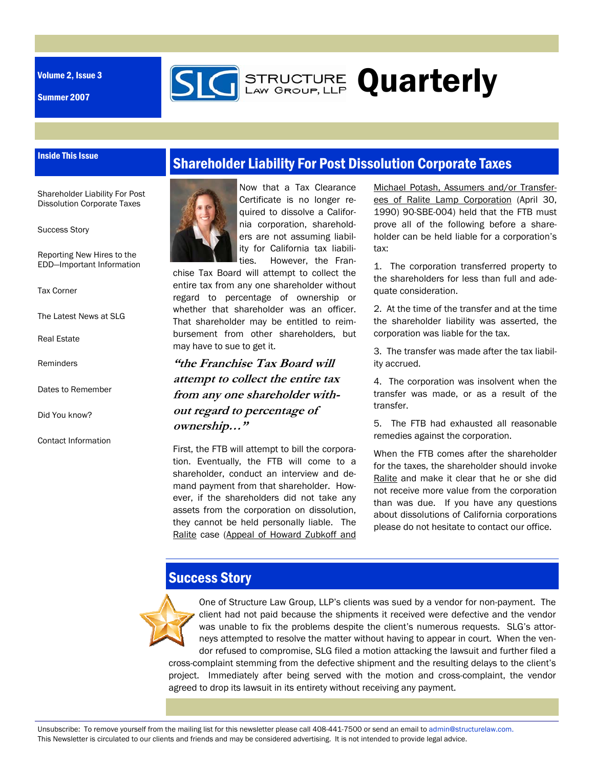Volume 2, Issue 3

Summer 2007

# SLG Structure Law Group, LLP Quarterly

**Inside This Issue**

- Shareholder Liability For Post Dissolution Corporate Taxes
- Success Story
- Reporting New Hires to the EDD—Important Information
- Tax Corner
- The Latest News at SLG
- Real Estate
- Reminders
- Dates to Remember
- Did You know?
- Contact Information

## Shareholder Liability For Post Dissolution Corporate Taxes

Now that a Tax Clearance Certificate is no longer required to dissolve a California corporation, shareholders are not assuming liability for California tax liabilities. However, the Franchise Tax Board will attempt to collect the entire tax from any one shareholder without regard to percentage of ownership or whether that shareholder was an officer. That shareholder may be entitled to reimbursement from other shareholders, but may have to sue to get it.

> ***"the Franchise Tax Board will attempt to collect the entire tax from any one shareholder without regard to percentage of ownership…"***

First, the FTB will attempt to bill the corporation. Eventually, the FTB will come to a shareholder, conduct an interview and demand payment from that shareholder. However, if the shareholders did not take any assets from the corporation on dissolution, they cannot be held personally liable. The Ralite case (Appeal of Howard Zubkoff and Michael Potash, Assumers and/or Transferees of Ralite Lamp Corporation (April 30, 1990) 90-SBE-004) held that the FTB must prove all of the following before a shareholder can be held liable for a corporation's tax:

1. The corporation transferred property to the shareholders for less than full and adequate consideration.
2. At the time of the transfer and at the time the shareholder liability was asserted, the corporation was liable for the tax.
3. The transfer was made after the tax liability accrued.
4. The corporation was insolvent when the transfer was made, or as a result of the transfer.
5. The FTB had exhausted all reasonable remedies against the corporation.

When the FTB comes after the shareholder for the taxes, the shareholder should invoke Ralite and make it clear that he or she did not receive more value from the corporation than was due. If you have any questions about dissolutions of California corporations please do not hesitate to contact our office.

## Success Story

One of Structure Law Group, LLP's clients was sued by a vendor for non-payment. The client had not paid because the shipments it received were defective and the vendor was unable to fix the problems despite the client's numerous requests. SLG's attorneys attempted to resolve the matter without having to appear in court. When the vendor refused to compromise, SLG filed a motion attacking the lawsuit and further filed a cross-complaint stemming from the defective shipment and the resulting delays to the client's project. Immediately after being served with the motion and cross-complaint, the vendor agreed to drop its lawsuit in its entirety without receiving any payment.

Unsubscribe: To remove yourself from the mailing list for this newsletter please call 408-441-7500 or send an email to admin@structurelaw.com.
This Newsletter is circulated to our clients and friends and may be considered advertising. It is not intended to provide legal advice.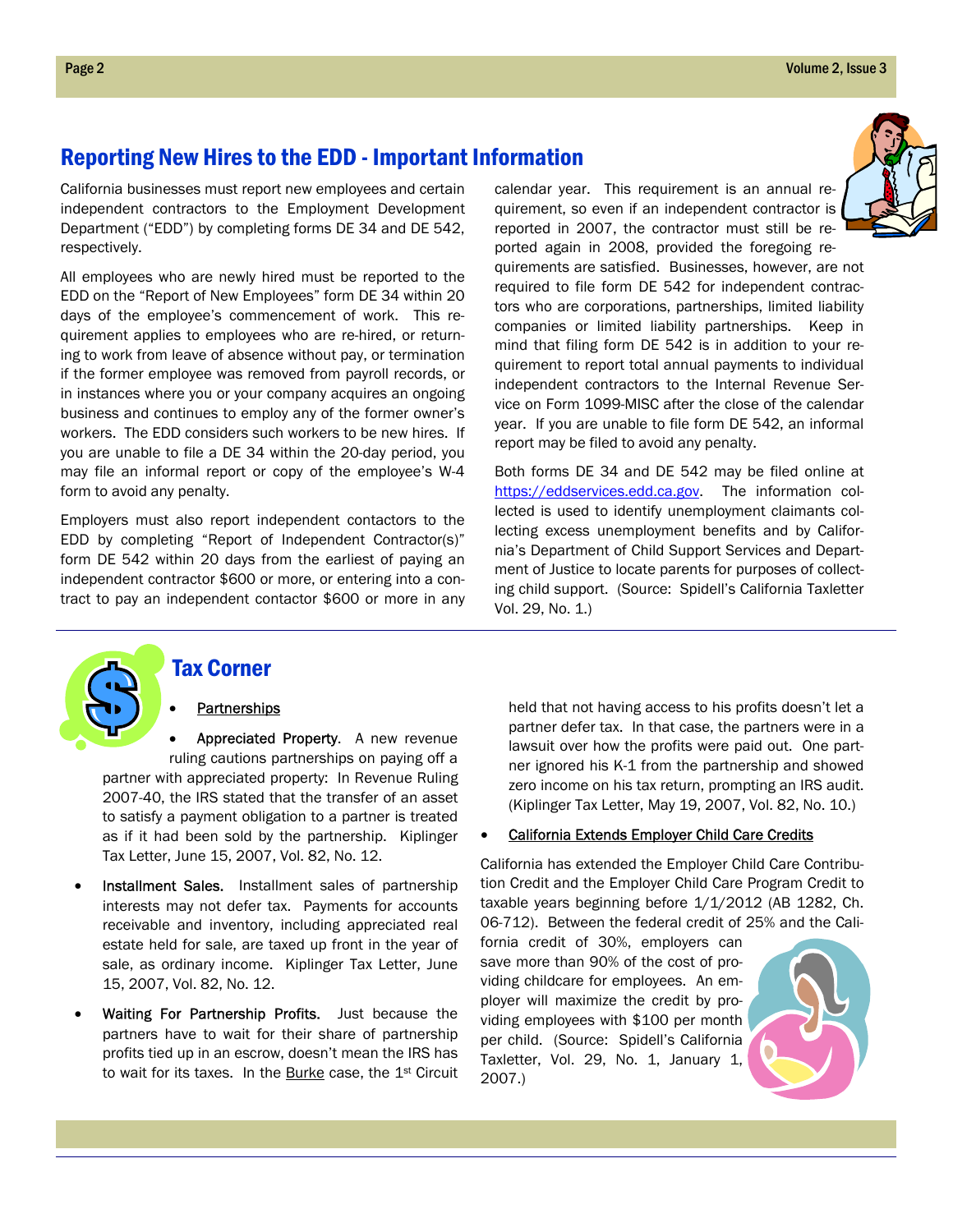## Reporting New Hires to the EDD - Important Information

California businesses must report new employees and certain independent contractors to the Employment Development Department ("EDD") by completing forms DE 34 and DE 542, respectively.

All employees who are newly hired must be reported to the EDD on the "Report of New Employees" form DE 34 within 20 days of the employee's commencement of work. This requirement applies to employees who are re-hired, or returning to work from leave of absence without pay, or termination if the former employee was removed from payroll records, or in instances where you or your company acquires an ongoing business and continues to employ any of the former owner's workers. The EDD considers such workers to be new hires. If you are unable to file a DE 34 within the 20-day period, you may file an informal report or copy of the employee's W-4 form to avoid any penalty.

Employers must also report independent contactors to the EDD by completing "Report of Independent Contractor(s)" form DE 542 within 20 days from the earliest of paying an independent contractor $600 or more, or entering into a contract to pay an independent contactor $600 or more in any calendar year. This requirement is an annual requirement, so even if an independent contractor is reported in 2007, the contractor must still be reported again in 2008, provided the foregoing requirements are satisfied. Businesses, however, are not required to file form DE 542 for independent contractors who are corporations, partnerships, limited liability companies or limited liability partnerships. Keep in mind that filing form DE 542 is in addition to your requirement to report total annual payments to individual independent contractors to the Internal Revenue Service on Form 1099-MISC after the close of the calendar year. If you are unable to file form DE 542, an informal report may be filed to avoid any penalty.

Both forms DE 34 and DE 542 may be filed online at https://eddservices.edd.ca.gov. The information collected is used to identify unemployment claimants collecting excess unemployment benefits and by California's Department of Child Support Services and Department of Justice to locate parents for purposes of collecting child support. (Source: Spidell's California Taxletter Vol. 29, No. 1.)

## Tax Corner

- Partnerships
  - Appreciated Property. A new revenue ruling cautions partnerships on paying off a partner with appreciated property: In Revenue Ruling 2007-40, the IRS stated that the transfer of an asset to satisfy a payment obligation to a partner is treated as if it had been sold by the partnership. Kiplinger Tax Letter, June 15, 2007, Vol. 82, No. 12.
  - Installment Sales. Installment sales of partnership interests may not defer tax. Payments for accounts receivable and inventory, including appreciated real estate held for sale, are taxed up front in the year of sale, as ordinary income. Kiplinger Tax Letter, June 15, 2007, Vol. 82, No. 12.
  - Waiting For Partnership Profits. Just because the partners have to wait for their share of partnership profits tied up in an escrow, doesn't mean the IRS has to wait for its taxes. In the Burke case, the 1st Circuit held that not having access to his profits doesn't let a partner defer tax. In that case, the partners were in a lawsuit over how the profits were paid out. One partner ignored his K-1 from the partnership and showed zero income on his tax return, prompting an IRS audit. (Kiplinger Tax Letter, May 19, 2007, Vol. 82, No. 10.)

- California Extends Employer Child Care Credits

California has extended the Employer Child Care Contribution Credit and the Employer Child Care Program Credit to taxable years beginning before 1/1/2012 (AB 1282, Ch. 06-712). Between the federal credit of 25% and the California credit of 30%, employers can save more than 90% of the cost of providing childcare for employees. An employer will maximize the credit by providing employees with $100 per month per child. (Source: Spidell's California Taxletter, Vol. 29, No. 1, January 1, 2007.)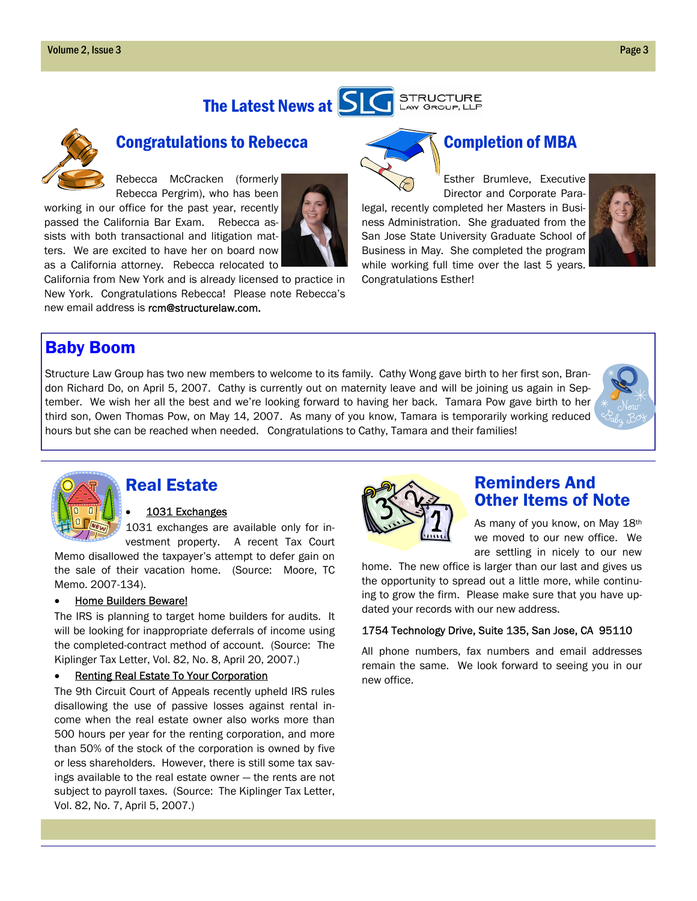# The Latest News at SLG STRUCTURE LAW GROUP, LLP

## Congratulations to Rebecca

Rebecca McCracken (formerly Rebecca Pergrim), who has been working in our office for the past year, recently passed the California Bar Exam. Rebecca assists with both transactional and litigation matters. We are excited to have her on board now as a California attorney. Rebecca relocated to California from New York and is already licensed to practice in New York. Congratulations Rebecca! Please note Rebecca's new email address is rcm@structurelaw.com.

## Completion of MBA

Esther Brumleve, Executive Director and Corporate Paralegal, recently completed her Masters in Business Administration. She graduated from the San Jose State University Graduate School of Business in May. She completed the program while working full time over the last 5 years. Congratulations Esther!

## Baby Boom

Structure Law Group has two new members to welcome to its family. Cathy Wong gave birth to her first son, Brandon Richard Do, on April 5, 2007. Cathy is currently out on maternity leave and will be joining us again in September. We wish her all the best and we're looking forward to having her back. Tamara Pow gave birth to her third son, Owen Thomas Pow, on May 14, 2007. As many of you know, Tamara is temporarily working reduced hours but she can be reached when needed. Congratulations to Cathy, Tamara and their families!

## Real Estate

- <u>1031 Exchanges</u>

1031 exchanges are available only for investment property. A recent Tax Court Memo disallowed the taxpayer's attempt to defer gain on the sale of their vacation home. (Source: Moore, TC Memo. 2007-134).

- <u>Home Builders Beware!</u>

The IRS is planning to target home builders for audits. It will be looking for inappropriate deferrals of income using the completed-contract method of account. (Source: The Kiplinger Tax Letter, Vol. 82, No. 8, April 20, 2007.)

- <u>Renting Real Estate To Your Corporation</u>

The 9th Circuit Court of Appeals recently upheld IRS rules disallowing the use of passive losses against rental income when the real estate owner also works more than 500 hours per year for the renting corporation, and more than 50% of the stock of the corporation is owned by five or less shareholders. However, there is still some tax savings available to the real estate owner — the rents are not subject to payroll taxes. (Source: The Kiplinger Tax Letter, Vol. 82, No. 7, April 5, 2007.)

## Reminders And Other Items of Note

As many of you know, on May 18th we moved to our new office. We are settling in nicely to our new home. The new office is larger than our last and gives us the opportunity to spread out a little more, while continuing to grow the firm. Please make sure that you have updated your records with our new address.

1754 Technology Drive, Suite 135, San Jose, CA 95110

All phone numbers, fax numbers and email addresses remain the same. We look forward to seeing you in our new office.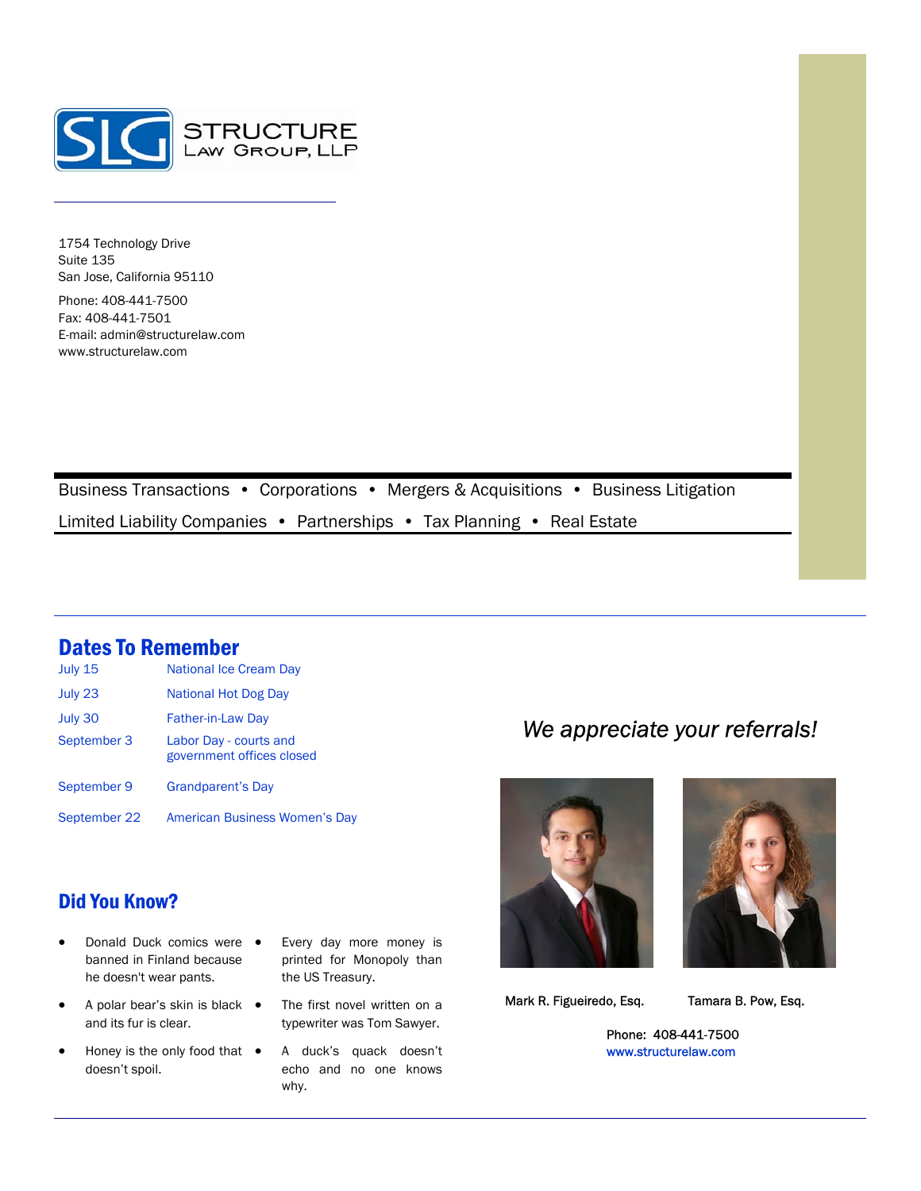**STRUCTURE LAW GROUP, LLP**

1754 Technology Drive
Suite 135
San Jose, California 95110

Phone: 408-441-7500
Fax: 408-441-7501
E-mail: admin@structurelaw.com
www.structurelaw.com

Business Transactions • Corporations • Mergers & Acquisitions • Business Litigation

Limited Liability Companies • Partnerships • Tax Planning • Real Estate

## Dates To Remember

| | |
|---|---|
| July 15 | National Ice Cream Day |
| July 23 | National Hot Dog Day |
| July 30 | Father-in-Law Day |
| September 3 | Labor Day - courts and government offices closed |
| September 9 | Grandparent's Day |
| September 22 | American Business Women's Day |

## Did You Know?

- Donald Duck comics were banned in Finland because he doesn't wear pants.
- A polar bear's skin is black and its fur is clear.
- Honey is the only food that doesn't spoil.
- Every day more money is printed for Monopoly than the US Treasury.
- The first novel written on a typewriter was Tom Sawyer.
- A duck's quack doesn't echo and no one knows why.

*We appreciate your referrals!*

Mark R. Figueiredo, Esq.

Tamara B. Pow, Esq.

Phone: 408-441-7500
www.structurelaw.com